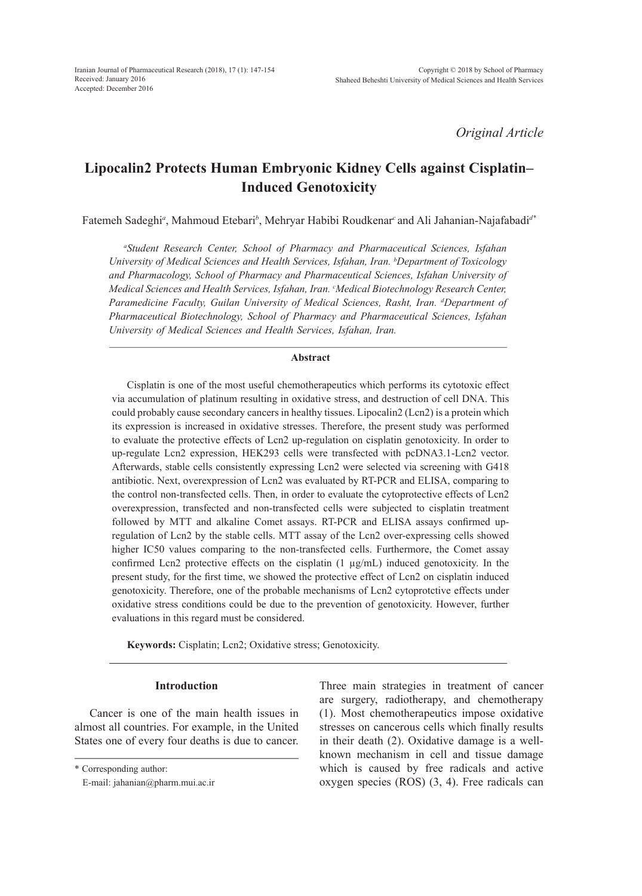*Original Article*

# Lipocalin2 Protects Human Embryonic Kidney Cells against Cisplatin–Induced Genotoxicity

Fatemeh Sadeghi[a], Mahmoud Etebari[b], Mehryar Habibi Roudkenar[c] and Ali Jahanian-Najafabadi[d*]

*[a]Student Research Center, School of Pharmacy and Pharmaceutical Sciences, Isfahan University of Medical Sciences and Health Services, Isfahan, Iran. [b]Department of Toxicology and Pharmacology, School of Pharmacy and Pharmaceutical Sciences, Isfahan University of Medical Sciences and Health Services, Isfahan, Iran. [c]Medical Biotechnology Research Center, Paramedicine Faculty, Guilan University of Medical Sciences, Rasht, Iran. [d]Department of Pharmaceutical Biotechnology, School of Pharmacy and Pharmaceutical Sciences, Isfahan University of Medical Sciences and Health Services, Isfahan, Iran.*

## Abstract

Cisplatin is one of the most useful chemotherapeutics which performs its cytotoxic effect via accumulation of platinum resulting in oxidative stress, and destruction of cell DNA. This could probably cause secondary cancers in healthy tissues. Lipocalin2 (Lcn2) is a protein which its expression is increased in oxidative stresses. Therefore, the present study was performed to evaluate the protective effects of Lcn2 up-regulation on cisplatin genotoxicity. In order to up-regulate Lcn2 expression, HEK293 cells were transfected with pcDNA3.1-Lcn2 vector. Afterwards, stable cells consistently expressing Lcn2 were selected via screening with G418 antibiotic. Next, overexpression of Lcn2 was evaluated by RT-PCR and ELISA, comparing to the control non-transfected cells. Then, in order to evaluate the cytoprotective effects of Lcn2 overexpression, transfected and non-transfected cells were subjected to cisplatin treatment followed by MTT and alkaline Comet assays. RT-PCR and ELISA assays confirmed up-regulation of Lcn2 by the stable cells. MTT assay of the Lcn2 over-expressing cells showed higher IC50 values comparing to the non-transfected cells. Furthermore, the Comet assay confirmed Lcn2 protective effects on the cisplatin (1 µg/mL) induced genotoxicity. In the present study, for the first time, we showed the protective effect of Lcn2 on cisplatin induced genotoxicity. Therefore, one of the probable mechanisms of Lcn2 cytoprotctive effects under oxidative stress conditions could be due to the prevention of genotoxicity. However, further evaluations in this regard must be considered.

**Keywords:** Cisplatin; Lcn2; Oxidative stress; Genotoxicity.

## Introduction

Cancer is one of the main health issues in almost all countries. For example, in the United States one of every four deaths is due to cancer. Three main strategies in treatment of cancer are surgery, radiotherapy, and chemotherapy (1). Most chemotherapeutics impose oxidative stresses on cancerous cells which finally results in their death (2). Oxidative damage is a well-known mechanism in cell and tissue damage which is caused by free radicals and active oxygen species (ROS) (3, 4). Free radicals can

\* Corresponding author:
E-mail: jahanian@pharm.mui.ac.ir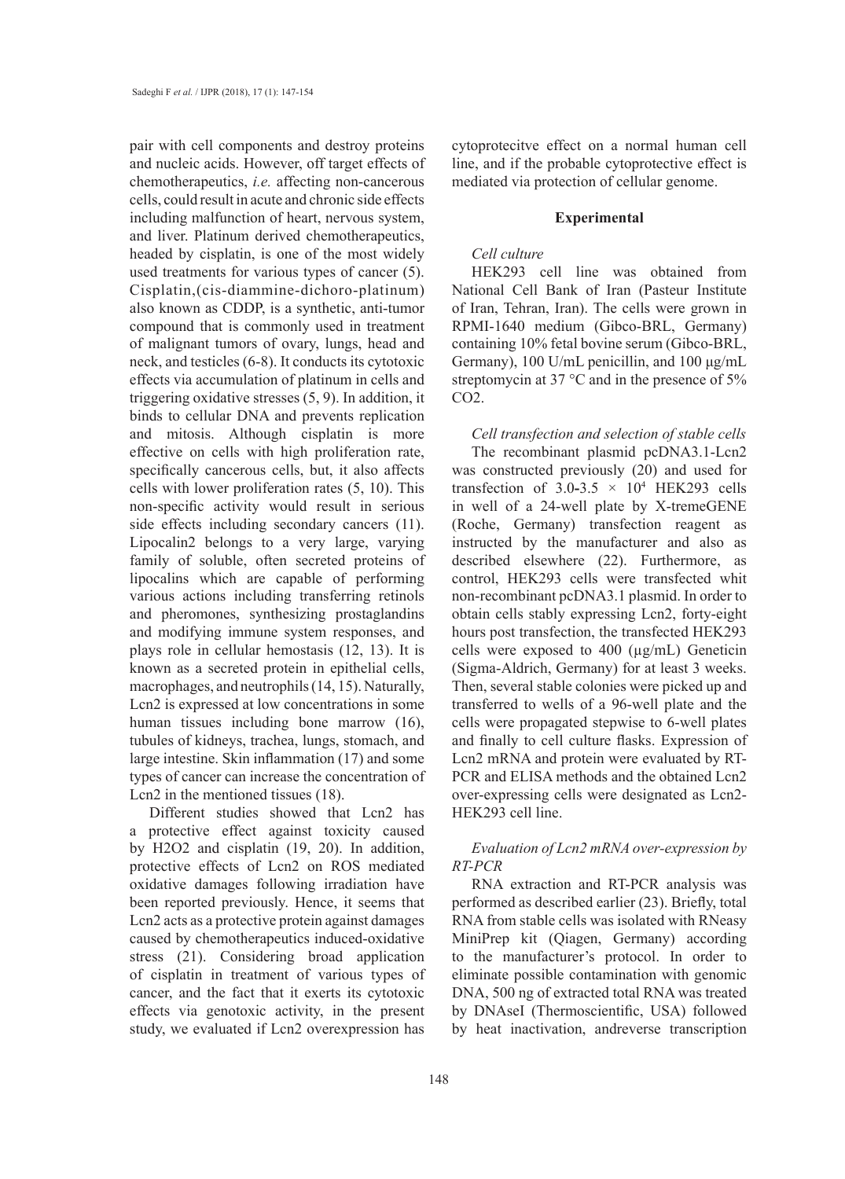pair with cell components and destroy proteins and nucleic acids. However, off target effects of chemotherapeutics, *i.e.* affecting non-cancerous cells, could result in acute and chronic side effects including malfunction of heart, nervous system, and liver. Platinum derived chemotherapeutics, headed by cisplatin, is one of the most widely used treatments for various types of cancer (5). Cisplatin,(cis-diammine-dichoro-platinum) also known as CDDP, is a synthetic, anti-tumor compound that is commonly used in treatment of malignant tumors of ovary, lungs, head and neck, and testicles (6-8). It conducts its cytotoxic effects via accumulation of platinum in cells and triggering oxidative stresses (5, 9). In addition, it binds to cellular DNA and prevents replication and mitosis. Although cisplatin is more effective on cells with high proliferation rate, specifically cancerous cells, but, it also affects cells with lower proliferation rates (5, 10). This non-specific activity would result in serious side effects including secondary cancers (11). Lipocalin2 belongs to a very large, varying family of soluble, often secreted proteins of lipocalins which are capable of performing various actions including transferring retinols and pheromones, synthesizing prostaglandins and modifying immune system responses, and plays role in cellular hemostasis (12, 13). It is known as a secreted protein in epithelial cells, macrophages, and neutrophils (14, 15). Naturally, Lcn2 is expressed at low concentrations in some human tissues including bone marrow (16), tubules of kidneys, trachea, lungs, stomach, and large intestine. Skin inflammation (17) and some types of cancer can increase the concentration of Lcn2 in the mentioned tissues (18).

Different studies showed that Lcn2 has a protective effect against toxicity caused by H2O2 and cisplatin (19, 20). In addition, protective effects of Lcn2 on ROS mediated oxidative damages following irradiation have been reported previously. Hence, it seems that Lcn2 acts as a protective protein against damages caused by chemotherapeutics induced-oxidative stress (21). Considering broad application of cisplatin in treatment of various types of cancer, and the fact that it exerts its cytotoxic effects via genotoxic activity, in the present study, we evaluated if Lcn2 overexpression has cytoprotecitve effect on a normal human cell line, and if the probable cytoprotective effect is mediated via protection of cellular genome.

## Experimental

### *Cell culture*

HEK293 cell line was obtained from National Cell Bank of Iran (Pasteur Institute of Iran, Tehran, Iran). The cells were grown in RPMI-1640 medium (Gibco-BRL, Germany) containing 10% fetal bovine serum (Gibco-BRL, Germany), 100 U/mL penicillin, and 100 µg/mL streptomycin at 37 °C and in the presence of 5% CO2.

### *Cell transfection and selection of stable cells*

The recombinant plasmid pcDNA3.1-Lcn2 was constructed previously (20) and used for transfection of $3.0\text{-}3.5 \times 10^4$ HEK293 cells in well of a 24-well plate by X-tremeGENE (Roche, Germany) transfection reagent as instructed by the manufacturer and also as described elsewhere (22). Furthermore, as control, HEK293 cells were transfected whit non-recombinant pcDNA3.1 plasmid. In order to obtain cells stably expressing Lcn2, forty-eight hours post transfection, the transfected HEK293 cells were exposed to 400 (µg/mL) Geneticin (Sigma-Aldrich, Germany) for at least 3 weeks. Then, several stable colonies were picked up and transferred to wells of a 96-well plate and the cells were propagated stepwise to 6-well plates and finally to cell culture flasks. Expression of Lcn2 mRNA and protein were evaluated by RT-PCR and ELISA methods and the obtained Lcn2 over-expressing cells were designated as Lcn2-HEK293 cell line.

### *Evaluation of Lcn2 mRNA over-expression by RT-PCR*

RNA extraction and RT-PCR analysis was performed as described earlier (23). Briefly, total RNA from stable cells was isolated with RNeasy MiniPrep kit (Qiagen, Germany) according to the manufacturer's protocol. In order to eliminate possible contamination with genomic DNA, 500 ng of extracted total RNA was treated by DNAseI (Thermoscientific, USA) followed by heat inactivation, andreverse transcription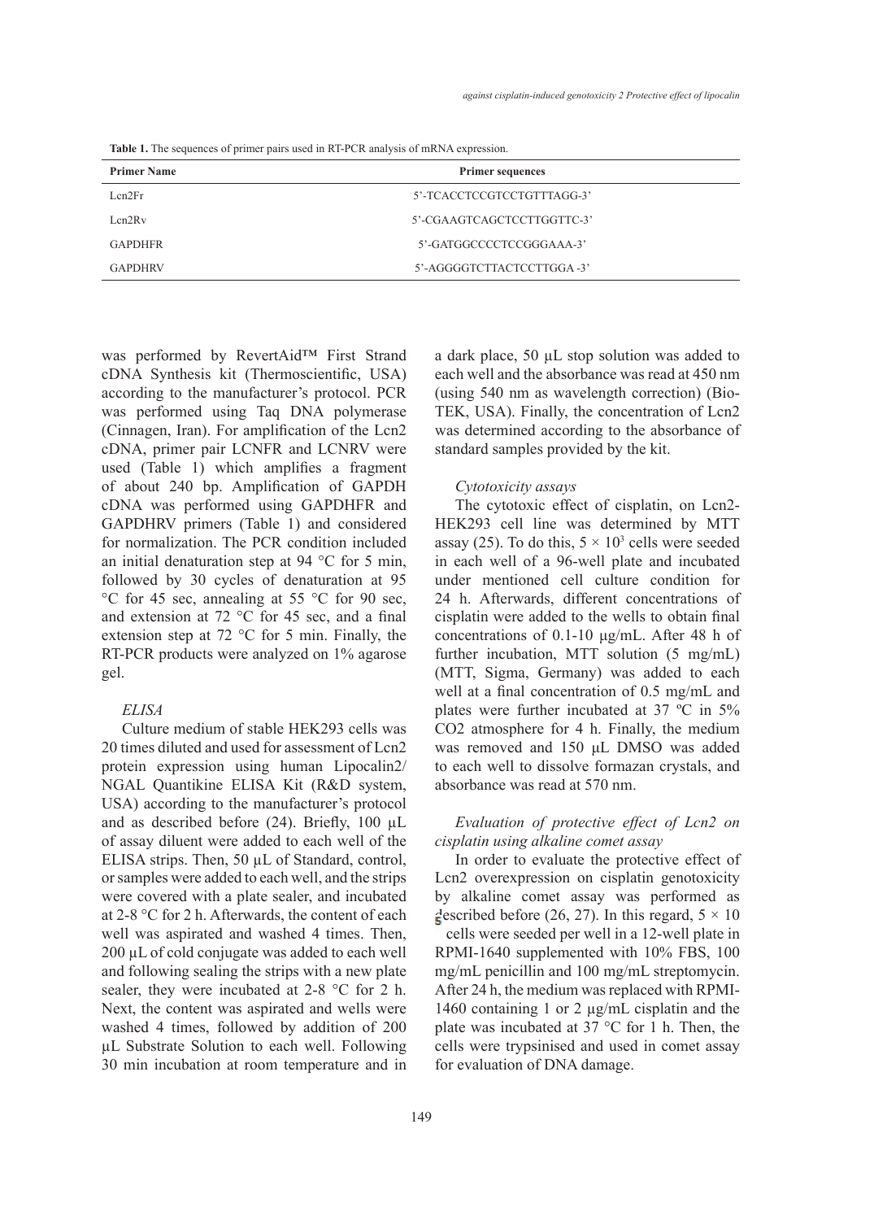**Table 1.** The sequences of primer pairs used in RT-PCR analysis of mRNA expression.

| Primer Name | Primer sequences |
|---|---|
| Lcn2Fr | 5'-TCACCTCCGTCCTGTTTAGG-3' |
| Lcn2Rv | 5'-CGAAGTCAGCTCCTTGGTTC-3' |
| GAPDHFR | 5'-GATGGCCCCTCCGGGAAA-3' |
| GAPDHRV | 5'-AGGGGTCTTACTCCTTGGA -3' |

was performed by RevertAid™ First Strand cDNA Synthesis kit (Thermoscientific, USA) according to the manufacturer's protocol. PCR was performed using Taq DNA polymerase (Cinnagen, Iran). For amplification of the Lcn2 cDNA, primer pair LCNFR and LCNRV were used (Table 1) which amplifies a fragment of about 240 bp. Amplification of GAPDH cDNA was performed using GAPDHFR and GAPDHRV primers (Table 1) and considered for normalization. The PCR condition included an initial denaturation step at 94 °C for 5 min, followed by 30 cycles of denaturation at 95 °C for 45 sec, annealing at 55 °C for 90 sec, and extension at 72 °C for 45 sec, and a final extension step at 72 °C for 5 min. Finally, the RT-PCR products were analyzed on 1% agarose gel.

### *ELISA*

Culture medium of stable HEK293 cells was 20 times diluted and used for assessment of Lcn2 protein expression using human Lipocalin2/ NGAL Quantikine ELISA Kit (R&D system, USA) according to the manufacturer's protocol and as described before (24). Briefly, 100 µL of assay diluent were added to each well of the ELISA strips. Then, 50 µL of Standard, control, or samples were added to each well, and the strips were covered with a plate sealer, and incubated at 2-8 °C for 2 h. Afterwards, the content of each well was aspirated and washed 4 times. Then, 200 µL of cold conjugate was added to each well and following sealing the strips with a new plate sealer, they were incubated at 2-8 °C for 2 h. Next, the content was aspirated and wells were washed 4 times, followed by addition of 200 µL Substrate Solution to each well. Following 30 min incubation at room temperature and in a dark place, 50 µL stop solution was added to each well and the absorbance was read at 450 nm (using 540 nm as wavelength correction) (Bio-TEK, USA). Finally, the concentration of Lcn2 was determined according to the absorbance of standard samples provided by the kit.

### *Cytotoxicity assays*

The cytotoxic effect of cisplatin, on Lcn2-HEK293 cell line was determined by MTT assay (25). To do this, $5 \times 10^3$ cells were seeded in each well of a 96-well plate and incubated under mentioned cell culture condition for 24 h. Afterwards, different concentrations of cisplatin were added to the wells to obtain final concentrations of 0.1-10 µg/mL. After 48 h of further incubation, MTT solution (5 mg/mL) (MTT, Sigma, Germany) was added to each well at a final concentration of 0.5 mg/mL and plates were further incubated at 37 ºC in 5% $CO_2$ atmosphere for 4 h. Finally, the medium was removed and 150 µL DMSO was added to each well to dissolve formazan crystals, and absorbance was read at 570 nm.

### *Evaluation of protective effect of Lcn2 on cisplatin using alkaline comet assay*

In order to evaluate the protective effect of Lcn2 overexpression on cisplatin genotoxicity by alkaline comet assay was performed as described before (26, 27). In this regard, $5 \times 10^5$ cells were seeded per well in a 12-well plate in RPMI-1640 supplemented with 10% FBS, 100 mg/mL penicillin and 100 mg/mL streptomycin. After 24 h, the medium was replaced with RPMI-1460 containing 1 or 2 µg/mL cisplatin and the plate was incubated at 37 °C for 1 h. Then, the cells were trypsinised and used in comet assay for evaluation of DNA damage.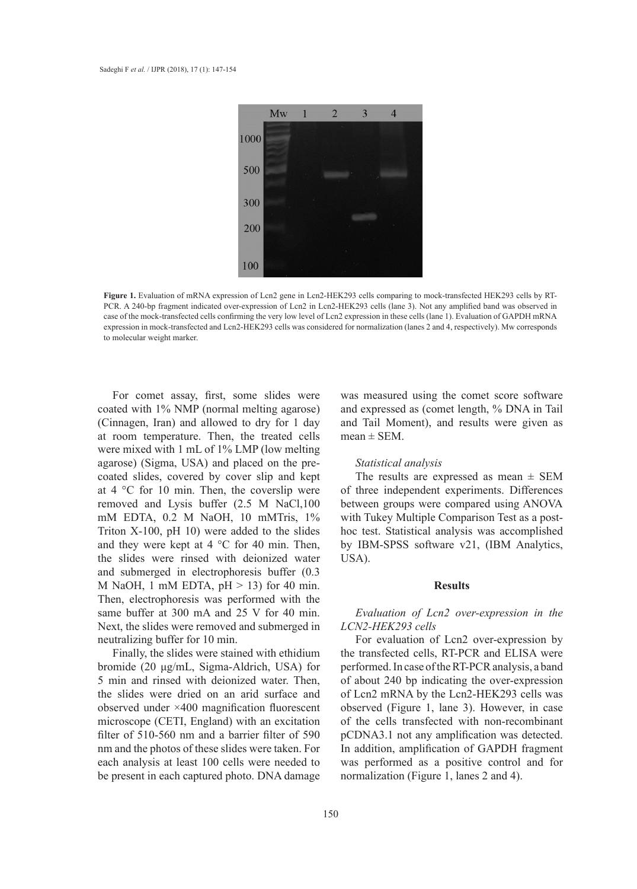**Figure 1.** Evaluation of mRNA expression of Lcn2 gene in Lcn2-HEK293 cells comparing to mock-transfected HEK293 cells by RT-PCR. A 240-bp fragment indicated over-expression of Lcn2 in Lcn2-HEK293 cells (lane 3). Not any amplified band was observed in case of the mock-transfected cells confirming the very low level of Lcn2 expression in these cells (lane 1). Evaluation of GAPDH mRNA expression in mock-transfected and Lcn2-HEK293 cells was considered for normalization (lanes 2 and 4, respectively). Mw corresponds to molecular weight marker.

For comet assay, first, some slides were coated with 1% NMP (normal melting agarose) (Cinnagen, Iran) and allowed to dry for 1 day at room temperature. Then, the treated cells were mixed with 1 mL of 1% LMP (low melting agarose) (Sigma, USA) and placed on the pre-coated slides, covered by cover slip and kept at 4 °C for 10 min. Then, the coverslip were removed and Lysis buffer (2.5 M NaCl,100 mM EDTA, 0.2 M NaOH, 10 mMTris, 1% Triton X-100, pH 10) were added to the slides and they were kept at 4 °C for 40 min. Then, the slides were rinsed with deionized water and submerged in electrophoresis buffer (0.3 M NaOH, 1 mM EDTA, pH > 13) for 40 min. Then, electrophoresis was performed with the same buffer at 300 mA and 25 V for 40 min. Next, the slides were removed and submerged in neutralizing buffer for 10 min.

Finally, the slides were stained with ethidium bromide (20 µg/mL, Sigma-Aldrich, USA) for 5 min and rinsed with deionized water. Then, the slides were dried on an arid surface and observed under ×400 magnification fluorescent microscope (CETI, England) with an excitation filter of 510-560 nm and a barrier filter of 590 nm and the photos of these slides were taken. For each analysis at least 100 cells were needed to be present in each captured photo. DNA damage was measured using the comet score software and expressed as (comet length, % DNA in Tail and Tail Moment), and results were given as mean ± SEM.

### *Statistical analysis*

The results are expressed as mean ± SEM of three independent experiments. Differences between groups were compared using ANOVA with Tukey Multiple Comparison Test as a post-hoc test. Statistical analysis was accomplished by IBM-SPSS software v21, (IBM Analytics, USA).

## Results

### *Evaluation of Lcn2 over-expression in the LCN2-HEK293 cells*

For evaluation of Lcn2 over-expression by the transfected cells, RT-PCR and ELISA were performed. In case of the RT-PCR analysis, a band of about 240 bp indicating the over-expression of Lcn2 mRNA by the Lcn2-HEK293 cells was observed (Figure 1, lane 3). However, in case of the cells transfected with non-recombinant pCDNA3.1 not any amplification was detected. In addition, amplification of GAPDH fragment was performed as a positive control and for normalization (Figure 1, lanes 2 and 4).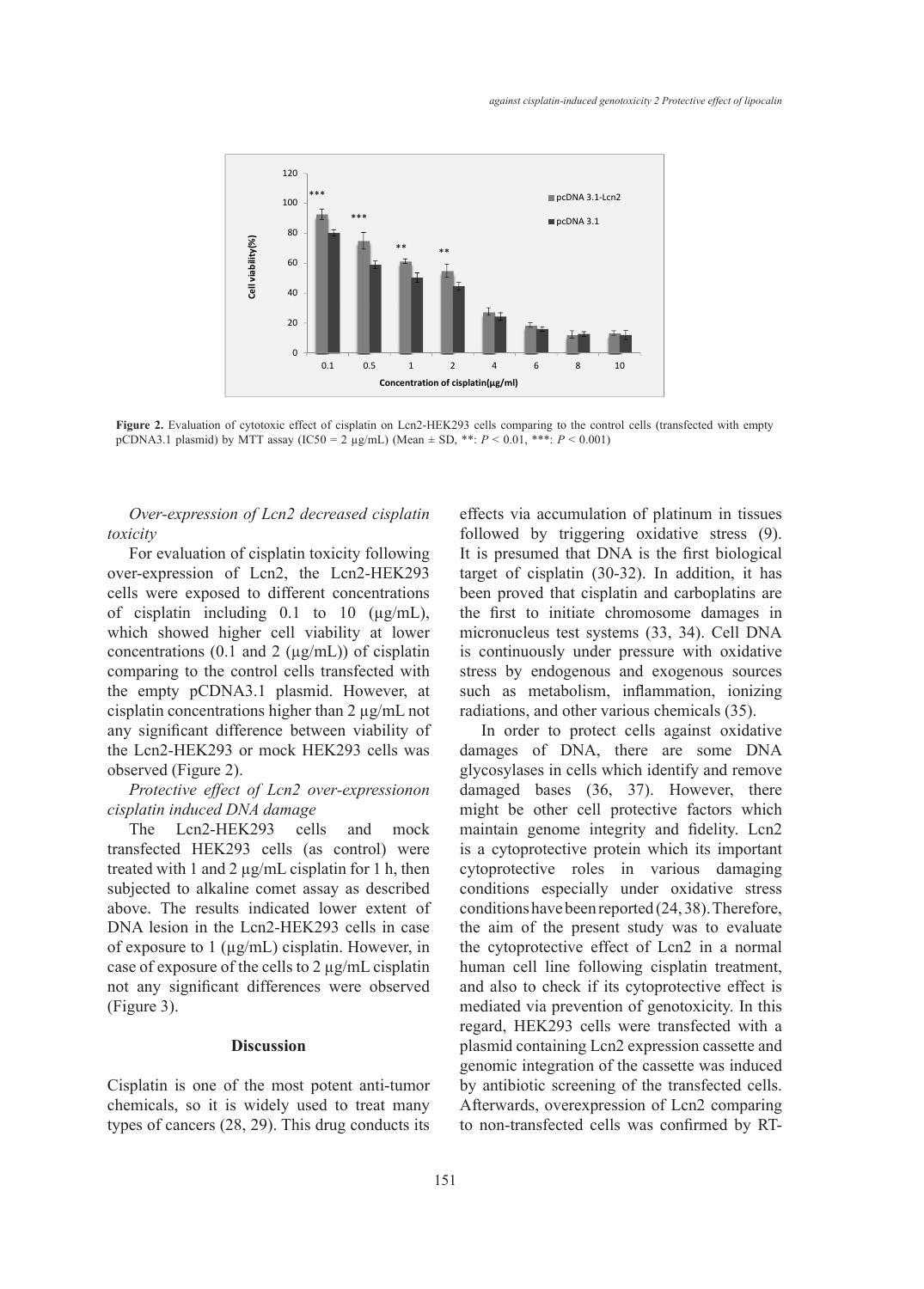**Figure 2.** Evaluation of cytotoxic effect of cisplatin on Lcn2-HEK293 cells comparing to the control cells (transfected with empty pCDNA3.1 plasmid) by MTT assay (IC50 = 2 μg/mL) (Mean ± SD, **: $P < 0.01$, ***: $P < 0.001$)

*Over-expression of Lcn2 decreased cisplatin toxicity*

For evaluation of cisplatin toxicity following over-expression of Lcn2, the Lcn2-HEK293 cells were exposed to different concentrations of cisplatin including 0.1 to 10 (µg/mL), which showed higher cell viability at lower concentrations (0.1 and 2 (µg/mL)) of cisplatin comparing to the control cells transfected with the empty pCDNA3.1 plasmid. However, at cisplatin concentrations higher than 2 µg/mL not any significant difference between viability of the Lcn2-HEK293 or mock HEK293 cells was observed (Figure 2).

*Protective effect of Lcn2 over-expressionon cisplatin induced DNA damage*

The Lcn2-HEK293 cells and mock transfected HEK293 cells (as control) were treated with 1 and 2 µg/mL cisplatin for 1 h, then subjected to alkaline comet assay as described above. The results indicated lower extent of DNA lesion in the Lcn2-HEK293 cells in case of exposure to 1 (µg/mL) cisplatin. However, in case of exposure of the cells to 2 µg/mL cisplatin not any significant differences were observed (Figure 3).

## Discussion

Cisplatin is one of the most potent anti-tumor chemicals, so it is widely used to treat many types of cancers (28, 29). This drug conducts its effects via accumulation of platinum in tissues followed by triggering oxidative stress (9). It is presumed that DNA is the first biological target of cisplatin (30-32). In addition, it has been proved that cisplatin and carboplatins are the first to initiate chromosome damages in micronucleus test systems (33, 34). Cell DNA is continuously under pressure with oxidative stress by endogenous and exogenous sources such as metabolism, inflammation, ionizing radiations, and other various chemicals (35).

In order to protect cells against oxidative damages of DNA, there are some DNA glycosylases in cells which identify and remove damaged bases (36, 37). However, there might be other cell protective factors which maintain genome integrity and fidelity. Lcn2 is a cytoprotective protein which its important cytoprotective roles in various damaging conditions especially under oxidative stress conditions have been reported (24, 38). Therefore, the aim of the present study was to evaluate the cytoprotective effect of Lcn2 in a normal human cell line following cisplatin treatment, and also to check if its cytoprotective effect is mediated via prevention of genotoxicity. In this regard, HEK293 cells were transfected with a plasmid containing Lcn2 expression cassette and genomic integration of the cassette was induced by antibiotic screening of the transfected cells. Afterwards, overexpression of Lcn2 comparing to non-transfected cells was confirmed by RT-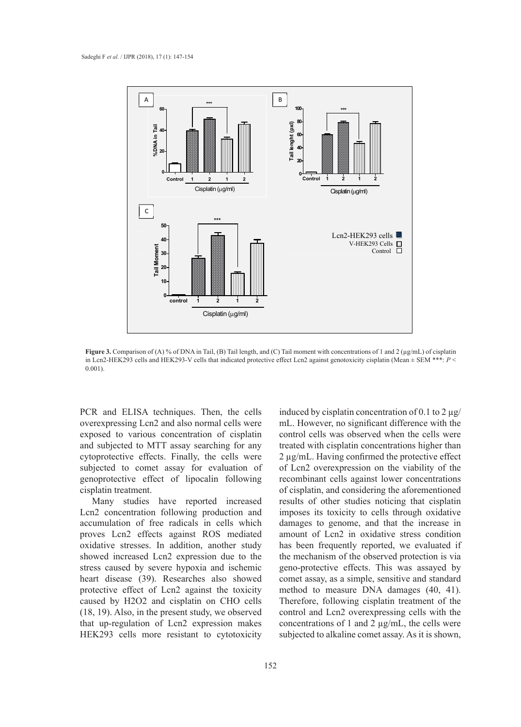**Figure 3.** Comparison of (A) % of DNA in Tail, (B) Tail length, and (C) Tail moment with concentrations of 1 and 2 (μg/mL) of cisplatin in Lcn2-HEK293 cells and HEK293-V cells that indicated protective effect Lcn2 against genotoxicity cisplatin (Mean ± SEM ***: $P < 0.001$).

PCR and ELISA techniques. Then, the cells overexpressing Lcn2 and also normal cells were exposed to various concentration of cisplatin and subjected to MTT assay searching for any cytoprotective effects. Finally, the cells were subjected to comet assay for evaluation of genoprotective effect of lipocalin following cisplatin treatment.

Many studies have reported increased Lcn2 concentration following production and accumulation of free radicals in cells which proves Lcn2 effects against ROS mediated oxidative stresses. In addition, another study showed increased Lcn2 expression due to the stress caused by severe hypoxia and ischemic heart disease (39). Researches also showed protective effect of Lcn2 against the toxicity caused by $H_2O_2$ and cisplatin on CHO cells (18, 19). Also, in the present study, we observed that up-regulation of Lcn2 expression makes HEK293 cells more resistant to cytotoxicity induced by cisplatin concentration of 0.1 to 2 μg/mL. However, no significant difference with the control cells was observed when the cells were treated with cisplatin concentrations higher than 2 μg/mL. Having confirmed the protective effect of Lcn2 overexpression on the viability of the recombinant cells against lower concentrations of cisplatin, and considering the aforementioned results of other studies noticing that cisplatin imposes its toxicity to cells through oxidative damages to genome, and that the increase in amount of Lcn2 in oxidative stress condition has been frequently reported, we evaluated if the mechanism of the observed protection is via geno-protective effects. This was assayed by comet assay, as a simple, sensitive and standard method to measure DNA damages (40, 41). Therefore, following cisplatin treatment of the control and Lcn2 overexpressing cells with the concentrations of 1 and 2 μg/mL, the cells were subjected to alkaline comet assay. As it is shown,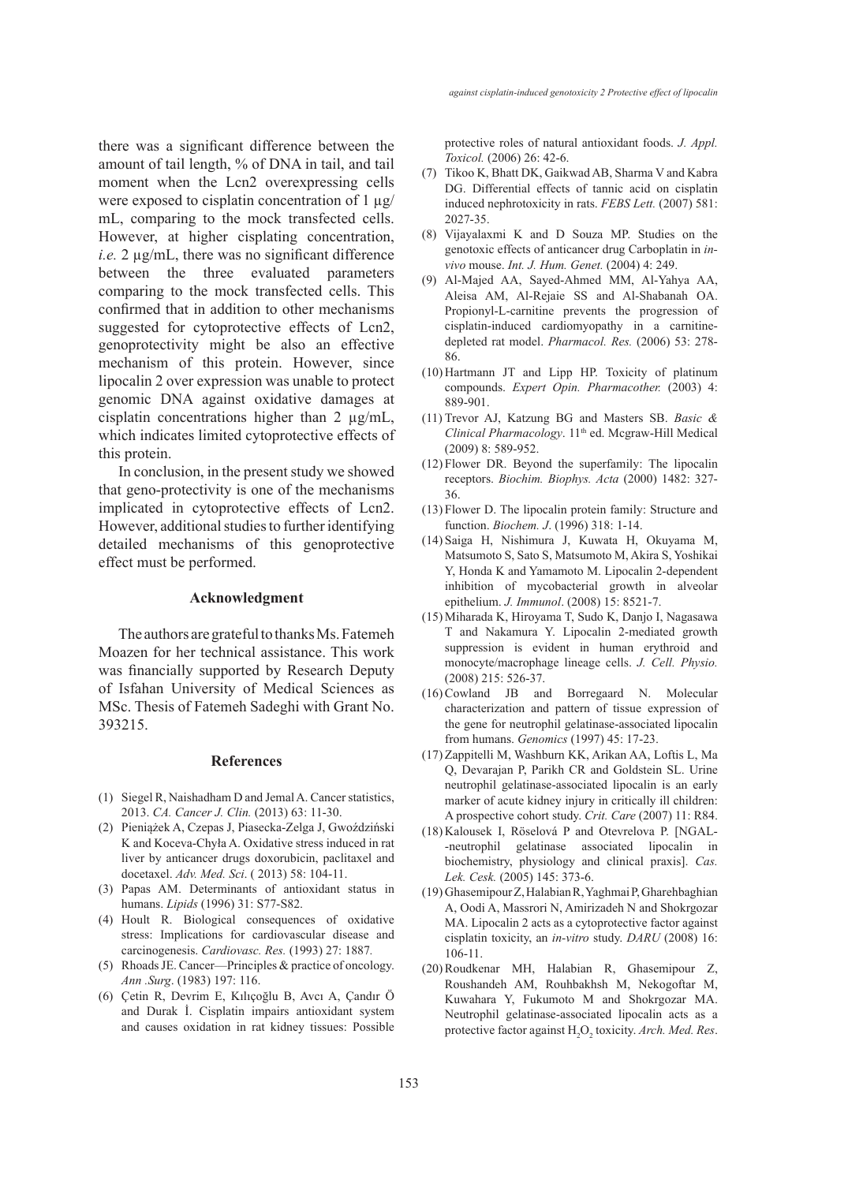there was a significant difference between the amount of tail length, % of DNA in tail, and tail moment when the Lcn2 overexpressing cells were exposed to cisplatin concentration of 1 µg/mL, comparing to the mock transfected cells. However, at higher cisplating concentration, *i.e.* 2 µg/mL, there was no significant difference between the three evaluated parameters comparing to the mock transfected cells. This confirmed that in addition to other mechanisms suggested for cytoprotective effects of Lcn2, genoprotectivity might be also an effective mechanism of this protein. However, since lipocalin 2 over expression was unable to protect genomic DNA against oxidative damages at cisplatin concentrations higher than 2 µg/mL, which indicates limited cytoprotective effects of this protein.

In conclusion, in the present study we showed that geno-protectivity is one of the mechanisms implicated in cytoprotective effects of Lcn2. However, additional studies to further identifying detailed mechanisms of this genoprotective effect must be performed.

## Acknowledgment

The authors are grateful to thanks Ms. Fatemeh Moazen for her technical assistance. This work was financially supported by Research Deputy of Isfahan University of Medical Sciences as MSc. Thesis of Fatemeh Sadeghi with Grant No. 393215.

## References

(1) Siegel R, Naishadham D and Jemal A. Cancer statistics, 2013. *CA. Cancer J. Clin.* (2013) 63: 11-30.

(2) Pieniążek A, Czepas J, Piasecka-Zelga J, Gwoździński K and Koceva-Chyła A. Oxidative stress induced in rat liver by anticancer drugs doxorubicin, paclitaxel and docetaxel. *Adv. Med. Sci*. ( 2013) 58: 104-11.

(3) Papas AM. Determinants of antioxidant status in humans. *Lipids* (1996) 31: S77-S82.

(4) Hoult R. Biological consequences of oxidative stress: Implications for cardiovascular disease and carcinogenesis. *Cardiovasc. Res.* (1993) 27: 1887.

(5) Rhoads JE. Cancer—Principles & practice of oncology. *Ann .Surg*. (1983) 197: 116.

(6) Çetin R, Devrim E, Kılıçoğlu B, Avcı A, Çandır Ö and Durak İ. Cisplatin impairs antioxidant system and causes oxidation in rat kidney tissues: Possible protective roles of natural antioxidant foods. *J. Appl. Toxicol.* (2006) 26: 42-6.

(7) Tikoo K, Bhatt DK, Gaikwad AB, Sharma V and Kabra DG. Differential effects of tannic acid on cisplatin induced nephrotoxicity in rats. *FEBS Lett.* (2007) 581: 2027-35.

(8) Vijayalaxmi K and D Souza MP. Studies on the genotoxic effects of anticancer drug Carboplatin in *in-vivo* mouse. *Int. J. Hum. Genet.* (2004) 4: 249.

(9) Al-Majed AA, Sayed-Ahmed MM, Al-Yahya AA, Aleisa AM, Al-Rejaie SS and Al-Shabanah OA. Propionyl-L-carnitine prevents the progression of cisplatin-induced cardiomyopathy in a carnitine-depleted rat model. *Pharmacol. Res.* (2006) 53: 278-86.

(10) Hartmann JT and Lipp HP. Toxicity of platinum compounds. *Expert Opin. Pharmacother.* (2003) 4: 889-901.

(11) Trevor AJ, Katzung BG and Masters SB. *Basic & Clinical Pharmacology*. 11th ed. Mcgraw-Hill Medical (2009) 8: 589-952.

(12) Flower DR. Beyond the superfamily: The lipocalin receptors. *Biochim. Biophys. Acta* (2000) 1482: 327-36.

(13) Flower D. The lipocalin protein family: Structure and function. *Biochem. J*. (1996) 318: 1-14.

(14) Saiga H, Nishimura J, Kuwata H, Okuyama M, Matsumoto S, Sato S, Matsumoto M, Akira S, Yoshikai Y, Honda K and Yamamoto M. Lipocalin 2-dependent inhibition of mycobacterial growth in alveolar epithelium. *J. Immunol*. (2008) 15: 8521-7.

(15) Miharada K, Hiroyama T, Sudo K, Danjo I, Nagasawa T and Nakamura Y. Lipocalin 2-mediated growth suppression is evident in human erythroid and monocyte/macrophage lineage cells. *J. Cell. Physio.* (2008) 215: 526-37.

(16) Cowland JB and Borregaard N. Molecular characterization and pattern of tissue expression of the gene for neutrophil gelatinase-associated lipocalin from humans. *Genomics* (1997) 45: 17-23.

(17) Zappitelli M, Washburn KK, Arikan AA, Loftis L, Ma Q, Devarajan P, Parikh CR and Goldstein SL. Urine neutrophil gelatinase-associated lipocalin is an early marker of acute kidney injury in critically ill children: A prospective cohort study. *Crit. Care* (2007) 11: R84.

(18) Kalousek I, Röselová P and Otevrelova P. [NGAL--neutrophil gelatinase associated lipocalin in biochemistry, physiology and clinical praxis]. *Cas. Lek. Cesk.* (2005) 145: 373-6.

(19) Ghasemipour Z, Halabian R, Yaghmai P, Gharehbaghian A, Oodi A, Massrori N, Amirizadeh N and Shokrgozar MA. Lipocalin 2 acts as a cytoprotective factor against cisplatin toxicity, an *in-vitro* study. *DARU* (2008) 16: 106-11.

(20) Roudkenar MH, Halabian R, Ghasemipour Z, Roushandeh AM, Rouhbakhsh M, Nekogoftar M, Kuwahara Y, Fukumoto M and Shokrgozar MA. Neutrophil gelatinase-associated lipocalin acts as a protective factor against $H_2O_2$ toxicity. *Arch. Med. Res*.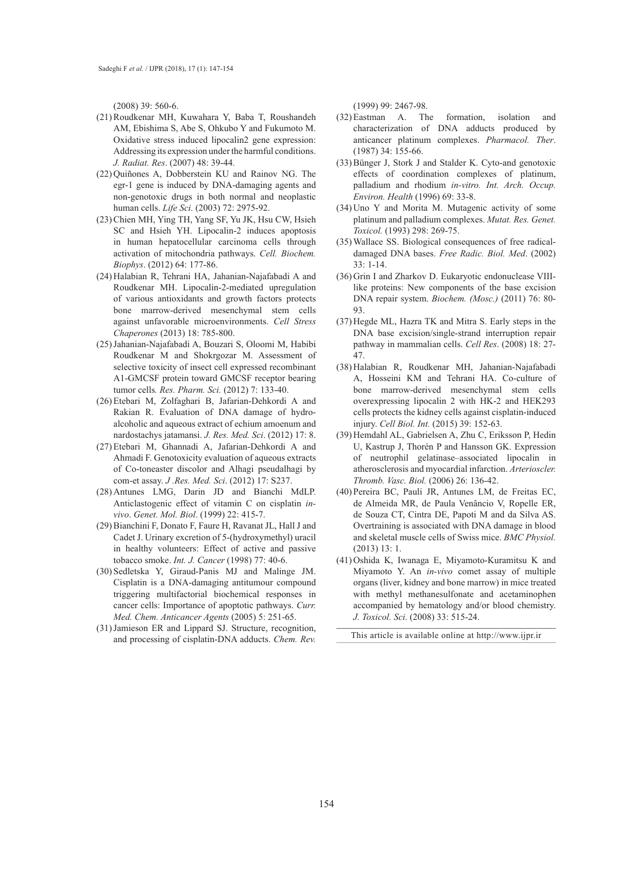(2008) 39: 560-6.

(21) Roudkenar MH, Kuwahara Y, Baba T, Roushandeh AM, Ebishima S, Abe S, Ohkubo Y and Fukumoto M. Oxidative stress induced lipocalin2 gene expression: Addressing its expression under the harmful conditions. *J. Radiat. Res*. (2007) 48: 39-44.

(22) Quiñones A, Dobberstein KU and Rainov NG. The egr-1 gene is induced by DNA-damaging agents and non-genotoxic drugs in both normal and neoplastic human cells. *Life Sci.* (2003) 72: 2975-92.

(23) Chien MH, Ying TH, Yang SF, Yu JK, Hsu CW, Hsieh SC and Hsieh YH. Lipocalin-2 induces apoptosis in human hepatocellular carcinoma cells through activation of mitochondria pathways. *Cell. Biochem. Biophys*. (2012) 64: 177-86.

(24) Halabian R, Tehrani HA, Jahanian-Najafabadi A and Roudkenar MH. Lipocalin-2-mediated upregulation of various antioxidants and growth factors protects bone marrow-derived mesenchymal stem cells against unfavorable microenvironments. *Cell Stress Chaperones* (2013) 18: 785-800.

(25) Jahanian-Najafabadi A, Bouzari S, Oloomi M, Habibi Roudkenar M and Shokrgozar M. Assessment of selective toxicity of insect cell expressed recombinant A1-GMCSF protein toward GMCSF receptor bearing tumor cells*. Res. Pharm. Sci.* (2012) 7: 133-40.

(26) Etebari M, Zolfaghari B, Jafarian-Dehkordi A and Rakian R. Evaluation of DNA damage of hydro-alcoholic and aqueous extract of echium amoenum and nardostachys jatamansi. *J. Res. Med. Sci*. (2012) 17: 8.

(27) Etebari M, Ghannadi A, Jafarian-Dehkordi A and Ahmadi F. Genotoxicity evaluation of aqueous extracts of Co-toneaster discolor and Alhagi pseudalhagi by com-et assay. *J .Res. Med. Sci*. (2012) 17: S237.

(28) Antunes LMG, Darin JD and Bianchi MdLP. Anticlastogenic effect of vitamin C on cisplatin *in-vivo*. *Genet. Mol. Biol*. (1999) 22: 415-7.

(29) Bianchini F, Donato F, Faure H, Ravanat JL, Hall J and Cadet J. Urinary excretion of 5-(hydroxymethyl) uracil in healthy volunteers: Effect of active and passive tobacco smoke. *Int. J. Cancer* (1998) 77: 40-6.

(30) Sedletska Y, Giraud-Panis MJ and Malinge JM. Cisplatin is a DNA-damaging antitumour compound triggering multifactorial biochemical responses in cancer cells: Importance of apoptotic pathways. *Curr. Med. Chem. Anticancer Agents* (2005) 5: 251-65.

(31) Jamieson ER and Lippard SJ. Structure, recognition, and processing of cisplatin-DNA adducts. *Chem. Rev.* (1999) 99: 2467-98.

(32) Eastman A. The formation, isolation and characterization of DNA adducts produced by anticancer platinum complexes. *Pharmacol. Ther*. (1987) 34: 155-66.

(33) Bünger J, Stork J and Stalder K. Cyto-and genotoxic effects of coordination complexes of platinum, palladium and rhodium *in-vitro. Int. Arch. Occup. Environ. Health* (1996) 69: 33-8.

(34) Uno Y and Morita M. Mutagenic activity of some platinum and palladium complexes. *Mutat. Res. Genet. Toxicol.* (1993) 298: 269-75.

(35) Wallace SS. Biological consequences of free radical-damaged DNA bases. *Free Radic. Biol. Med*. (2002) 33: 1-14.

(36) Grin I and Zharkov D. Eukaryotic endonuclease VIII-like proteins: New components of the base excision DNA repair system. *Biochem. (Mosc.)* (2011) 76: 80-93.

(37) Hegde ML, Hazra TK and Mitra S. Early steps in the DNA base excision/single-strand interruption repair pathway in mammalian cells. *Cell Res*. (2008) 18: 27-47.

(38) Halabian R, Roudkenar MH, Jahanian-Najafabadi A, Hosseini KM and Tehrani HA. Co-culture of bone marrow-derived mesenchymal stem cells overexpressing lipocalin 2 with HK-2 and HEK293 cells protects the kidney cells against cisplatin-induced injury. *Cell Biol. Int.* (2015) 39: 152-63.

(39) Hemdahl AL, Gabrielsen A, Zhu C, Eriksson P, Hedin U, Kastrup J, Thorén P and Hansson GK. Expression of neutrophil gelatinase–associated lipocalin in atherosclerosis and myocardial infarction. *Arterioscler. Thromb. Vasc. Biol.* (2006) 26: 136-42.

(40) Pereira BC, Pauli JR, Antunes LM, de Freitas EC, de Almeida MR, de Paula Venâncio V, Ropelle ER, de Souza CT, Cintra DE, Papoti M and da Silva AS. Overtraining is associated with DNA damage in blood and skeletal muscle cells of Swiss mice. *BMC Physiol.* (2013) 13: 1.

(41) Oshida K, Iwanaga E, Miyamoto-Kuramitsu K and Miyamoto Y. An *in-vivo* comet assay of multiple organs (liver, kidney and bone marrow) in mice treated with methyl methanesulfonate and acetaminophen accompanied by hematology and/or blood chemistry. *J. Toxicol. Sci*. (2008) 33: 515-24.

This article is available online at http://www.ijpr.ir